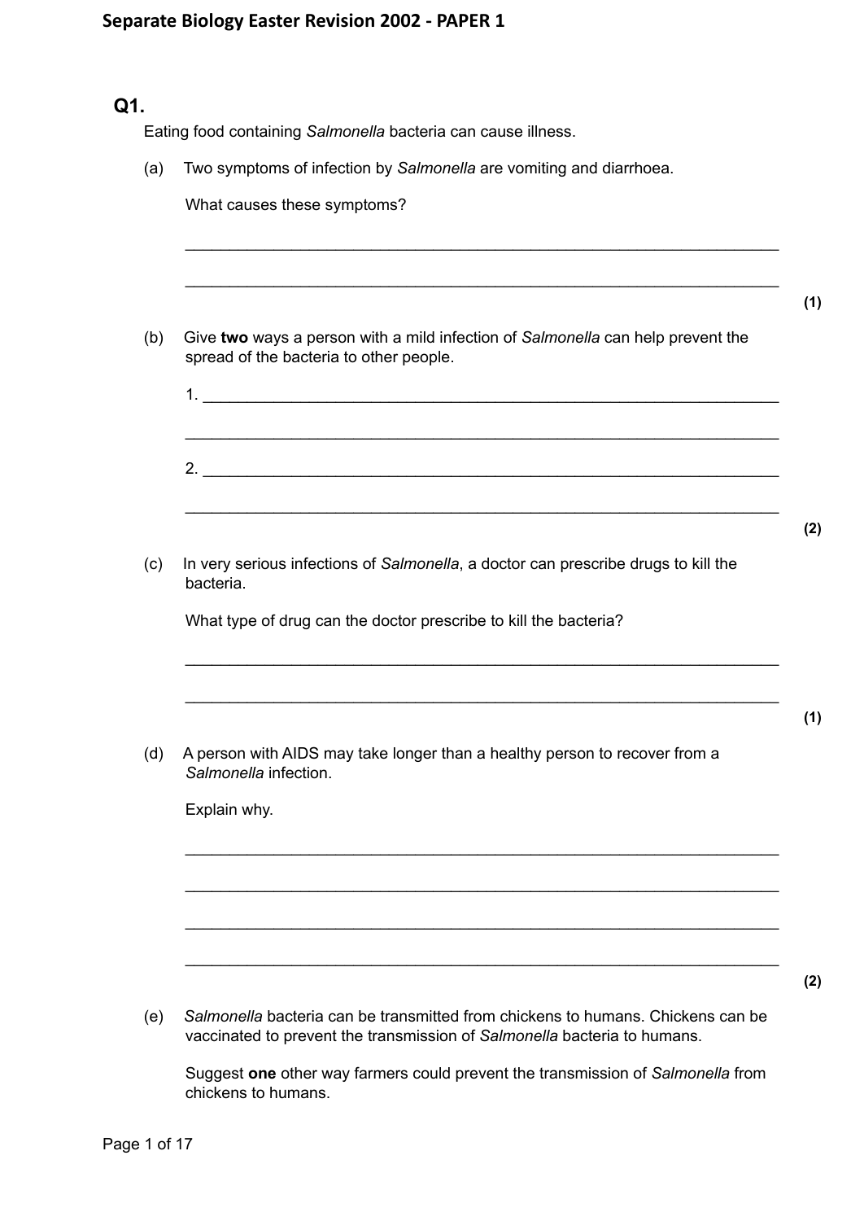# Separate Biology Easter Revision 2002 - PAPER 1

## Q1.

Eating food containing *Salmonella* bacteria can cause illness.

(a) Two symptoms of infection by *Salmonella* are vomiting and diarrhoea.

What causes these symptoms?

___________________________________________________________________

___________________________________________________________________

**(1)**

(b) Give **two** ways a person with a mild infection of *Salmonella* can help prevent the spread of the bacteria to other people.

1. ___________________________________________________________________

___________________________________________________________________

2. ___________________________________________________________________

___________________________________________________________________

**(2)**

(c) In very serious infections of *Salmonella*, a doctor can prescribe drugs to kill the bacteria.

What type of drug can the doctor prescribe to kill the bacteria?

___________________________________________________________________

___________________________________________________________________

**(1)**

(d) A person with AIDS may take longer than a healthy person to recover from a *Salmonella* infection.

Explain why.

___________________________________________________________________

___________________________________________________________________

___________________________________________________________________

___________________________________________________________________

**(2)**

(e) *Salmonella* bacteria can be transmitted from chickens to humans. Chickens can be vaccinated to prevent the transmission of *Salmonella* bacteria to humans.

Suggest **one** other way farmers could prevent the transmission of *Salmonella* from chickens to humans.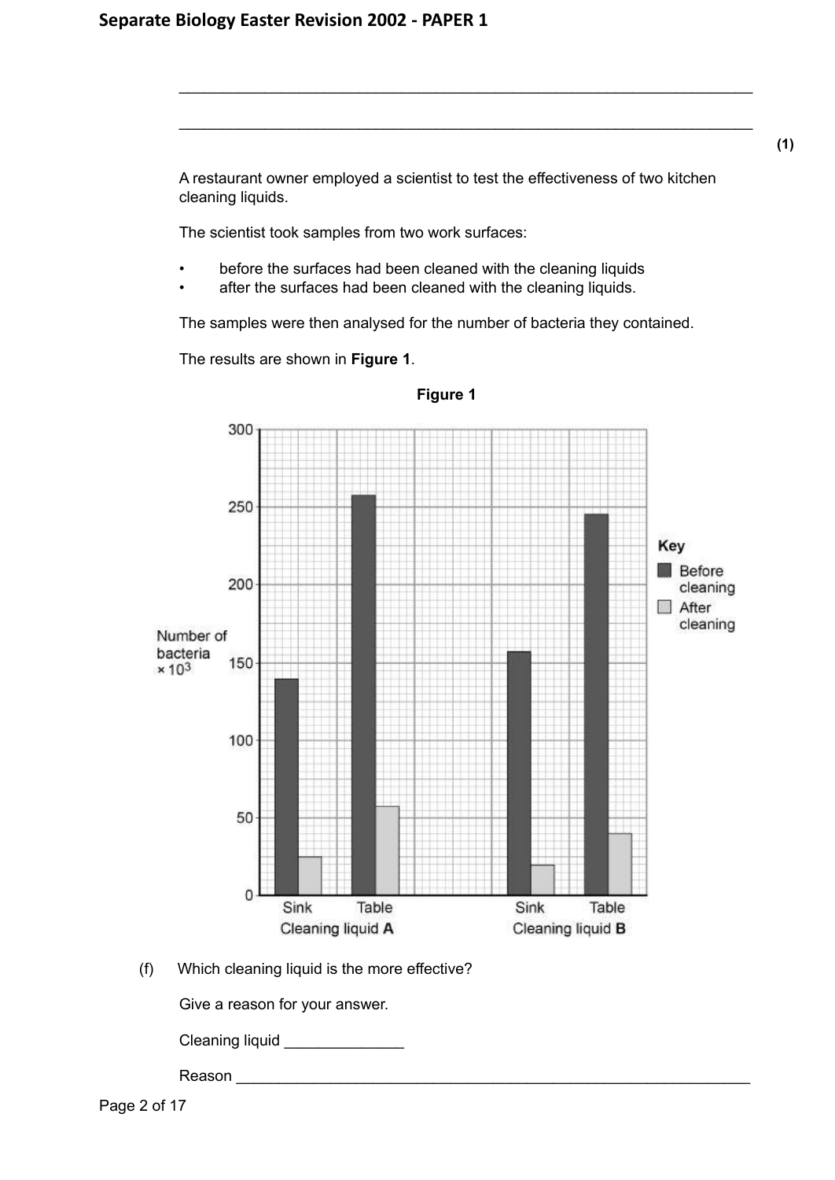_______________________________________________________________

_______________________________________________________________

**(1)**

A restaurant owner employed a scientist to test the effectiveness of two kitchen cleaning liquids.

The scientist took samples from two work surfaces:

- before the surfaces had been cleaned with the cleaning liquids
- after the surfaces had been cleaned with the cleaning liquids.

The samples were then analysed for the number of bacteria they contained.

The results are shown in **Figure 1**.

**Figure 1**

(f) Which cleaning liquid is the more effective?

Give a reason for your answer.

Cleaning liquid ______________

Reason _______________________________________________________________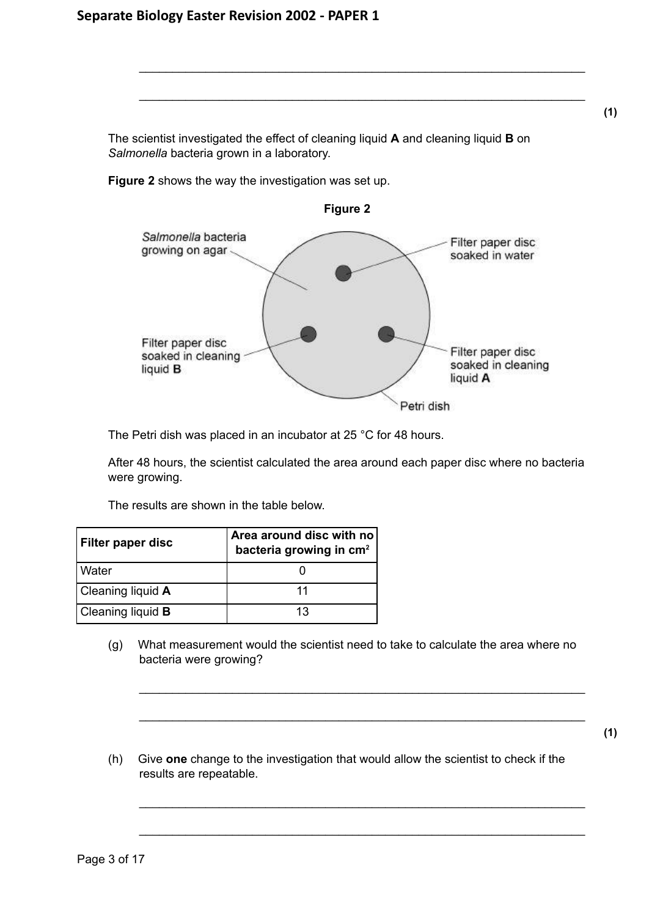\_\_\_\_\_\_\_\_\_\_\_\_\_\_\_\_\_\_\_\_\_\_\_\_\_\_\_\_\_\_\_\_\_\_\_\_\_\_\_\_\_\_\_\_\_\_\_\_\_\_\_\_\_\_\_\_\_\_\_\_\_\_

\_\_\_\_\_\_\_\_\_\_\_\_\_\_\_\_\_\_\_\_\_\_\_\_\_\_\_\_\_\_\_\_\_\_\_\_\_\_\_\_\_\_\_\_\_\_\_\_\_\_\_\_\_\_\_\_\_\_\_\_\_\_

**(1)**

The scientist investigated the effect of cleaning liquid **A** and cleaning liquid **B** on *Salmonella* bacteria grown in a laboratory.

**Figure 2** shows the way the investigation was set up.

**Figure 2**

*Salmonella* bacteria growing on agar

Filter paper disc soaked in water

Filter paper disc soaked in cleaning liquid **B**

Filter paper disc soaked in cleaning liquid **A**

Petri dish

The Petri dish was placed in an incubator at 25 °C for 48 hours.

After 48 hours, the scientist calculated the area around each paper disc where no bacteria were growing.

The results are shown in the table below.

| Filter paper disc | Area around disc with no bacteria growing in $cm^2$ |
|---|---|
| Water | 0 |
| Cleaning liquid **A** | 11 |
| Cleaning liquid **B** | 13 |

(g) What measurement would the scientist need to take to calculate the area where no bacteria were growing?

\_\_\_\_\_\_\_\_\_\_\_\_\_\_\_\_\_\_\_\_\_\_\_\_\_\_\_\_\_\_\_\_\_\_\_\_\_\_\_\_\_\_\_\_\_\_\_\_\_\_\_\_\_\_\_\_\_\_\_\_\_\_

\_\_\_\_\_\_\_\_\_\_\_\_\_\_\_\_\_\_\_\_\_\_\_\_\_\_\_\_\_\_\_\_\_\_\_\_\_\_\_\_\_\_\_\_\_\_\_\_\_\_\_\_\_\_\_\_\_\_\_\_\_\_

**(1)**

(h) Give **one** change to the investigation that would allow the scientist to check if the results are repeatable.

\_\_\_\_\_\_\_\_\_\_\_\_\_\_\_\_\_\_\_\_\_\_\_\_\_\_\_\_\_\_\_\_\_\_\_\_\_\_\_\_\_\_\_\_\_\_\_\_\_\_\_\_\_\_\_\_\_\_\_\_\_\_

\_\_\_\_\_\_\_\_\_\_\_\_\_\_\_\_\_\_\_\_\_\_\_\_\_\_\_\_\_\_\_\_\_\_\_\_\_\_\_\_\_\_\_\_\_\_\_\_\_\_\_\_\_\_\_\_\_\_\_\_\_\_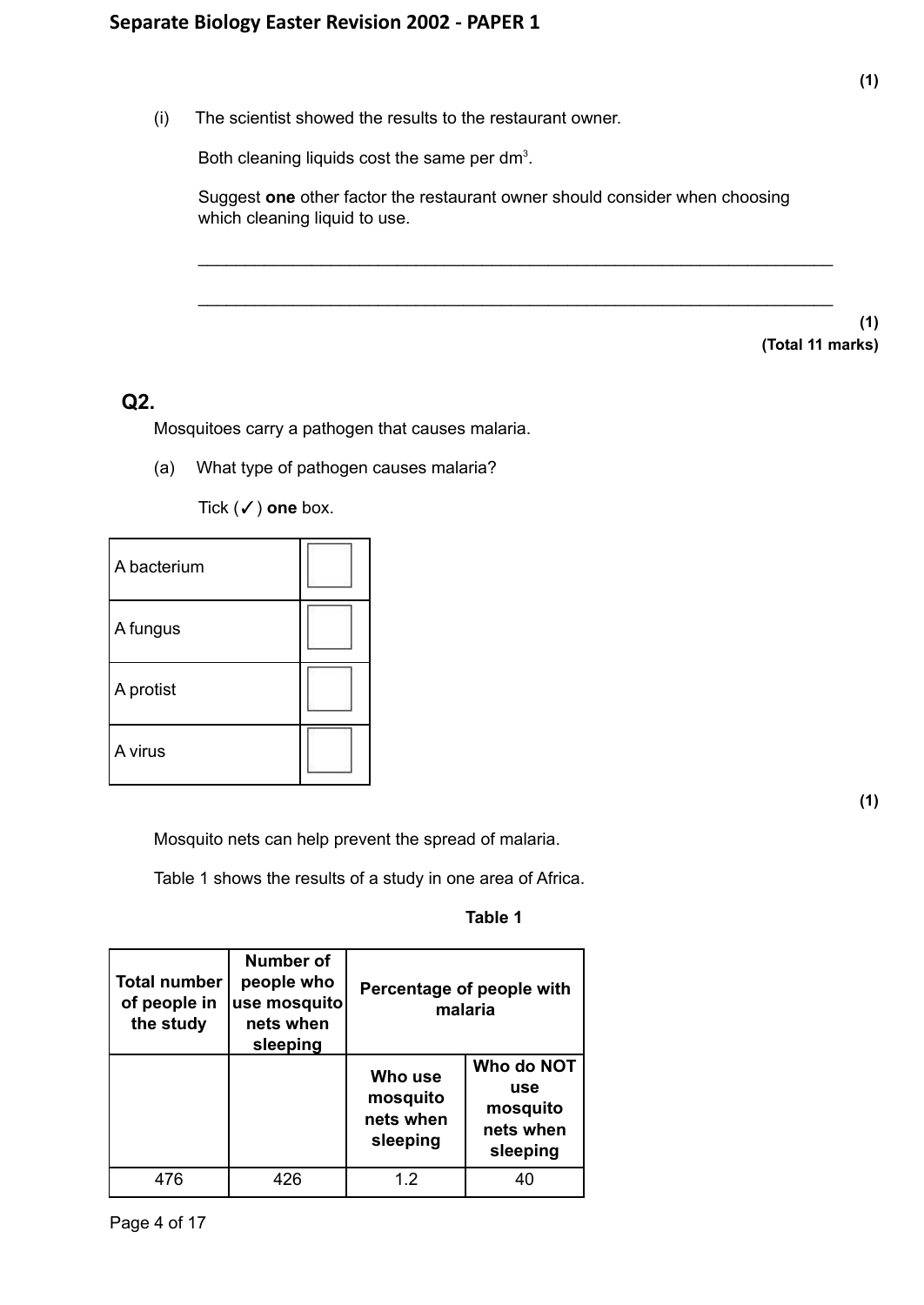(1)

(i) The scientist showed the results to the restaurant owner.

Both cleaning liquids cost the same per $dm^3$.

Suggest **one** other factor the restaurant owner should consider when choosing which cleaning liquid to use.

___________________________________________________________________

___________________________________________________________________

**(1)**
**(Total 11 marks)**

## Q2.

Mosquitoes carry a pathogen that causes malaria.

(a) What type of pathogen causes malaria?

Tick (✓) **one** box.

| | |
|---|---|
| A bacterium | ☐ |
| A fungus | ☐ |
| A protist | ☐ |
| A virus | ☐ |

**(1)**

Mosquito nets can help prevent the spread of malaria.

Table 1 shows the results of a study in one area of Africa.

**Table 1**

| Total number of people in the study | Number of people who use mosquito nets when sleeping | Percentage of people with malaria | |
|---|---|---|---|
| | | Who use mosquito nets when sleeping | Who do NOT use mosquito nets when sleeping |
| 476 | 426 | 1.2 | 40 |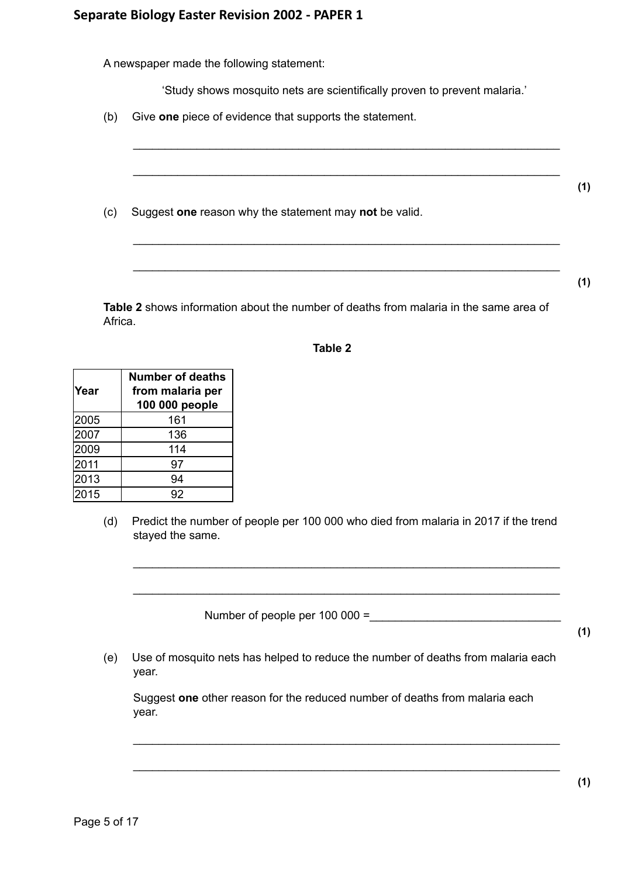A newspaper made the following statement:

'Study shows mosquito nets are scientifically proven to prevent malaria.'

(b) Give **one** piece of evidence that supports the statement.

___________________________________________________________________

___________________________________________________________________

**(1)**

(c) Suggest **one** reason why the statement may **not** be valid.

___________________________________________________________________

___________________________________________________________________

**(1)**

**Table 2** shows information about the number of deaths from malaria in the same area of Africa.

**Table 2**

| Year | Number of deaths from malaria per 100 000 people |
|---|---|
| 2005 | 161 |
| 2007 | 136 |
| 2009 | 114 |
| 2011 | 97 |
| 2013 | 94 |
| 2015 | 92 |

(d) Predict the number of people per 100 000 who died from malaria in 2017 if the trend stayed the same.

___________________________________________________________________

___________________________________________________________________

Number of people per 100 000 = ______________________________

**(1)**

(e) Use of mosquito nets has helped to reduce the number of deaths from malaria each year.

Suggest **one** other reason for the reduced number of deaths from malaria each year.

___________________________________________________________________

___________________________________________________________________

**(1)**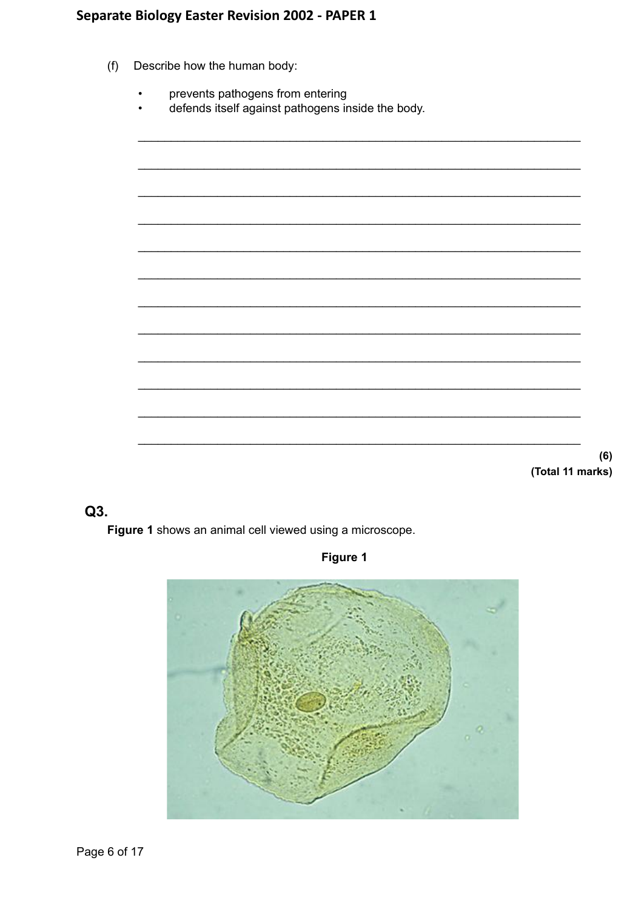(f) Describe how the human body:

- prevents pathogens from entering
- defends itself against pathogens inside the body.

___________________________________________________________________

___________________________________________________________________

___________________________________________________________________

___________________________________________________________________

___________________________________________________________________

___________________________________________________________________

___________________________________________________________________

___________________________________________________________________

___________________________________________________________________

___________________________________________________________________

___________________________________________________________________

___________________________________________________________________

**(6)**
**(Total 11 marks)**

## Q3.

**Figure 1** shows an animal cell viewed using a microscope.

**Figure 1**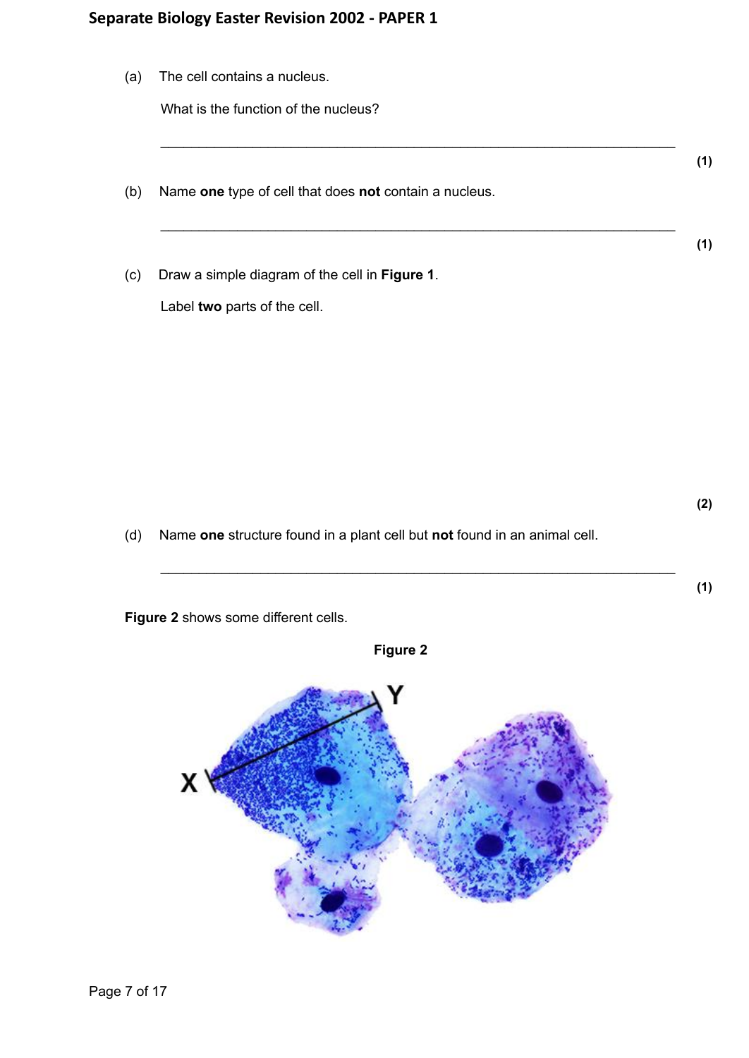(a) The cell contains a nucleus.

What is the function of the nucleus?

\_\_\_\_\_\_\_\_\_\_\_\_\_\_\_\_\_\_\_\_\_\_\_\_\_\_\_\_\_\_\_\_\_\_\_\_\_\_\_\_\_\_\_\_\_\_\_\_\_\_\_\_\_\_\_\_\_\_\_\_\_\_

**(1)**

(b) Name **one** type of cell that does **not** contain a nucleus.

\_\_\_\_\_\_\_\_\_\_\_\_\_\_\_\_\_\_\_\_\_\_\_\_\_\_\_\_\_\_\_\_\_\_\_\_\_\_\_\_\_\_\_\_\_\_\_\_\_\_\_\_\_\_\_\_\_\_\_\_\_\_

**(1)**

(c) Draw a simple diagram of the cell in **Figure 1**.

Label **two** parts of the cell.

**(2)**

(d) Name **one** structure found in a plant cell but **not** found in an animal cell.

\_\_\_\_\_\_\_\_\_\_\_\_\_\_\_\_\_\_\_\_\_\_\_\_\_\_\_\_\_\_\_\_\_\_\_\_\_\_\_\_\_\_\_\_\_\_\_\_\_\_\_\_\_\_\_\_\_\_\_\_\_\_

**(1)**

**Figure 2** shows some different cells.

**Figure 2**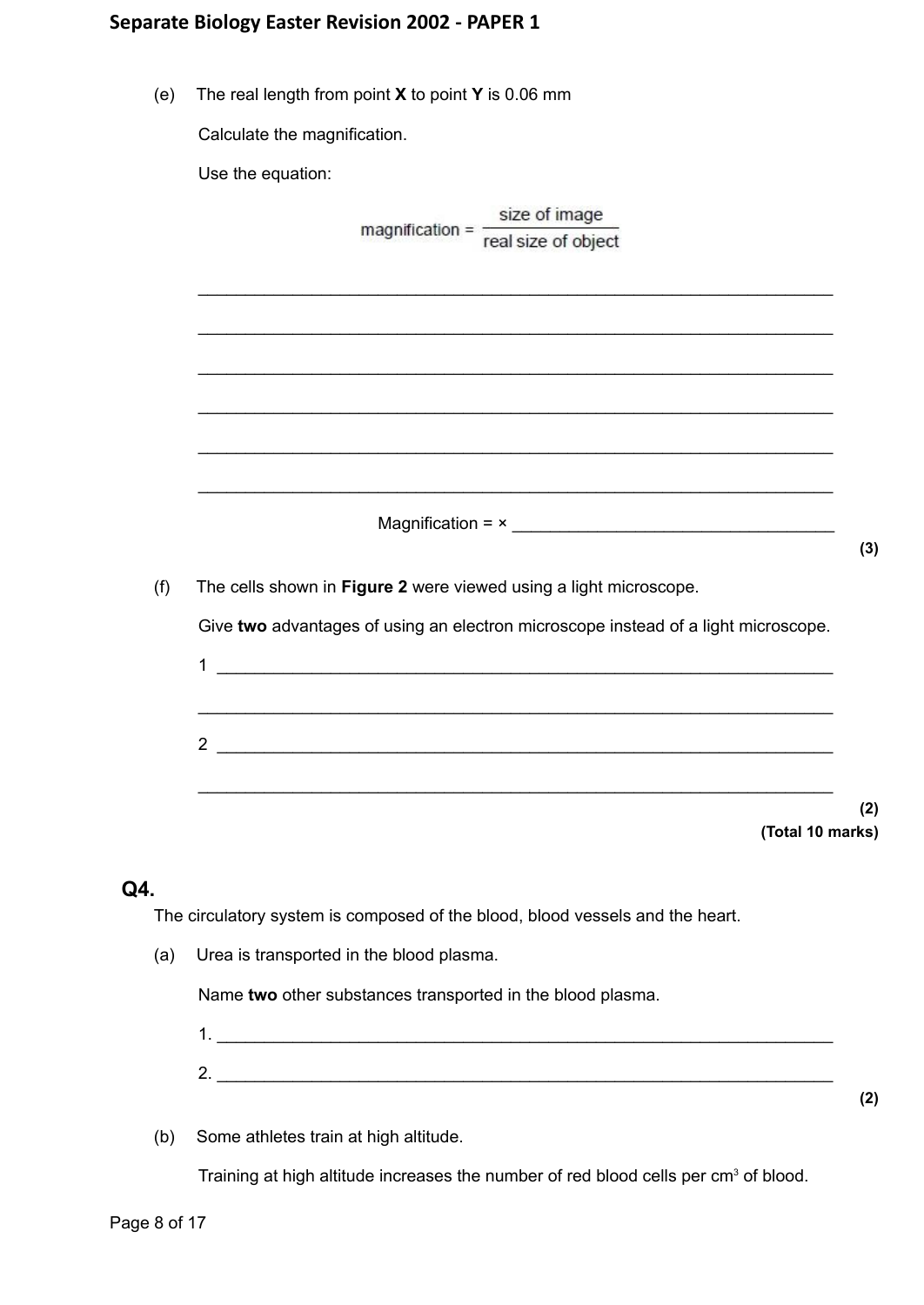(e) The real length from point **X** to point **Y** is 0.06 mm

Calculate the magnification.

Use the equation:

$$\text{magnification} = \frac{\text{size of image}}{\text{real size of object}}$$

___________________________________________________________________

___________________________________________________________________

___________________________________________________________________

___________________________________________________________________

___________________________________________________________________

___________________________________________________________________

Magnification = × ___________________________

**(3)**

(f) The cells shown in **Figure 2** were viewed using a light microscope.

Give **two** advantages of using an electron microscope instead of a light microscope.

1 ___________________________________________________________________

___________________________________________________________________

2 ___________________________________________________________________

___________________________________________________________________

**(2)**

**(Total 10 marks)**

## Q4.

The circulatory system is composed of the blood, blood vessels and the heart.

(a) Urea is transported in the blood plasma.

Name **two** other substances transported in the blood plasma.

1. ___________________________________________________________________

2. ___________________________________________________________________

**(2)**

(b) Some athletes train at high altitude.

Training at high altitude increases the number of red blood cells per $cm^3$ of blood.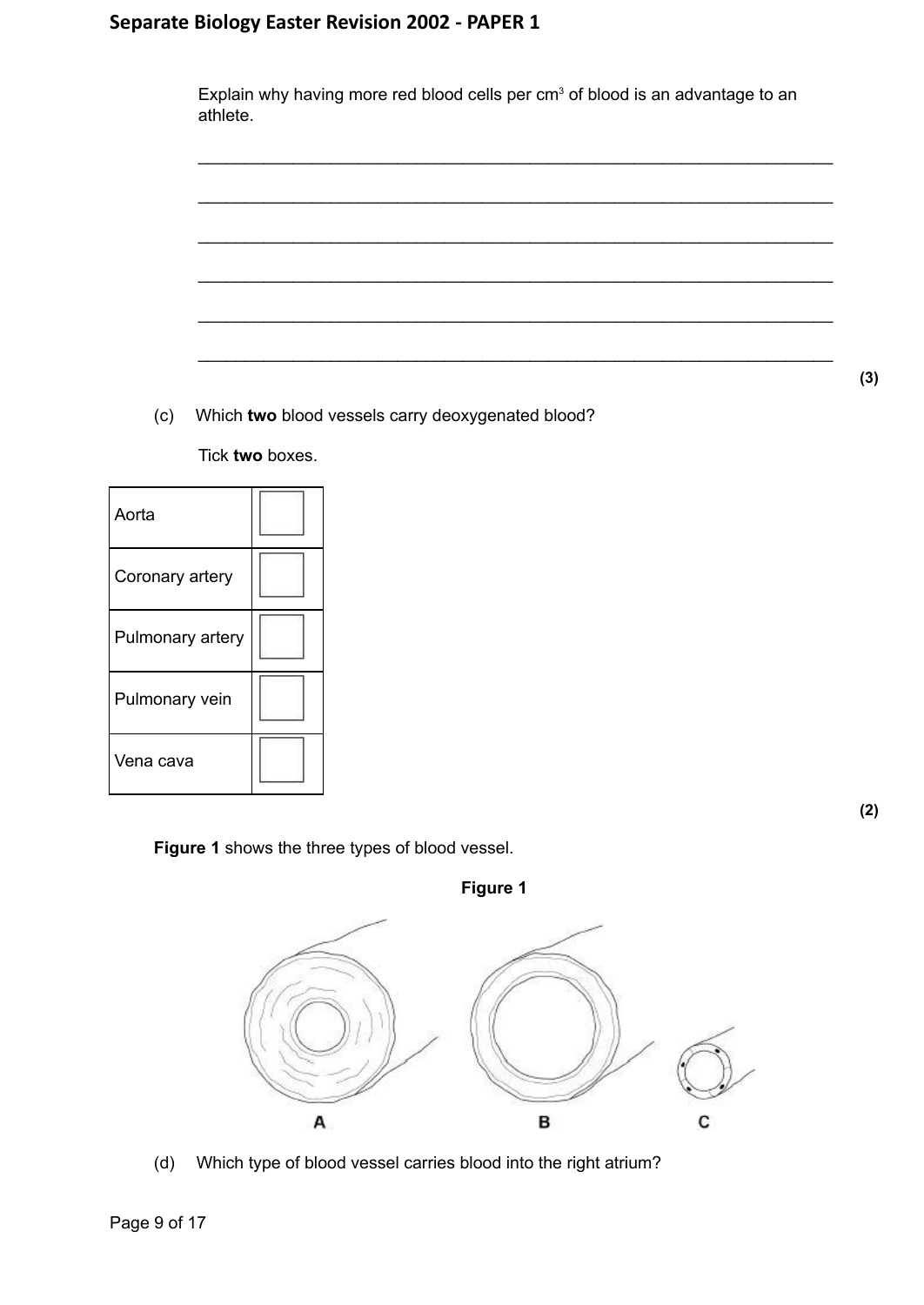Explain why having more red blood cells per $cm^3$ of blood is an advantage to an athlete.

\_\_\_\_\_\_\_\_\_\_\_\_\_\_\_\_\_\_\_\_\_\_\_\_\_\_\_\_\_\_\_\_\_\_\_\_\_\_\_\_\_\_\_\_\_\_\_\_\_\_\_\_\_\_\_\_\_\_\_\_\_\_\_\_\_\_\_\_

\_\_\_\_\_\_\_\_\_\_\_\_\_\_\_\_\_\_\_\_\_\_\_\_\_\_\_\_\_\_\_\_\_\_\_\_\_\_\_\_\_\_\_\_\_\_\_\_\_\_\_\_\_\_\_\_\_\_\_\_\_\_\_\_\_\_\_\_

\_\_\_\_\_\_\_\_\_\_\_\_\_\_\_\_\_\_\_\_\_\_\_\_\_\_\_\_\_\_\_\_\_\_\_\_\_\_\_\_\_\_\_\_\_\_\_\_\_\_\_\_\_\_\_\_\_\_\_\_\_\_\_\_\_\_\_\_

\_\_\_\_\_\_\_\_\_\_\_\_\_\_\_\_\_\_\_\_\_\_\_\_\_\_\_\_\_\_\_\_\_\_\_\_\_\_\_\_\_\_\_\_\_\_\_\_\_\_\_\_\_\_\_\_\_\_\_\_\_\_\_\_\_\_\_\_

\_\_\_\_\_\_\_\_\_\_\_\_\_\_\_\_\_\_\_\_\_\_\_\_\_\_\_\_\_\_\_\_\_\_\_\_\_\_\_\_\_\_\_\_\_\_\_\_\_\_\_\_\_\_\_\_\_\_\_\_\_\_\_\_\_\_\_\_

\_\_\_\_\_\_\_\_\_\_\_\_\_\_\_\_\_\_\_\_\_\_\_\_\_\_\_\_\_\_\_\_\_\_\_\_\_\_\_\_\_\_\_\_\_\_\_\_\_\_\_\_\_\_\_\_\_\_\_\_\_\_\_\_\_\_\_\_

**(3)**

(c) Which **two** blood vessels carry deoxygenated blood?

Tick **two** boxes.

| | |
|---|---|
| Aorta | ☐ |
| Coronary artery | ☐ |
| Pulmonary artery | ☐ |
| Pulmonary vein | ☐ |
| Vena cava | ☐ |

**(2)**

**Figure 1** shows the three types of blood vessel.

**Figure 1**

A B C

(d) Which type of blood vessel carries blood into the right atrium?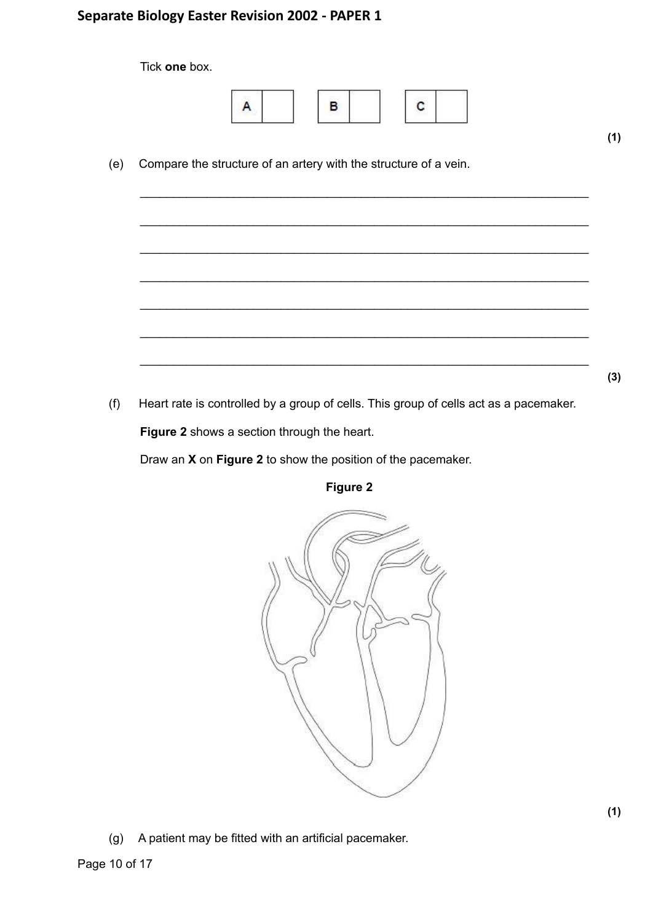Tick **one** box.

| A | | | B | | | C | |
|---|---|---|---|---|---|---|---|

**(1)**

(e) Compare the structure of an artery with the structure of a vein.

___________________________________________________________________

___________________________________________________________________

___________________________________________________________________

___________________________________________________________________

___________________________________________________________________

___________________________________________________________________

___________________________________________________________________

**(3)**

(f) Heart rate is controlled by a group of cells. This group of cells act as a pacemaker.

**Figure 2** shows a section through the heart.

Draw an **X** on **Figure 2** to show the position of the pacemaker.

**Figure 2**

**(1)**

(g) A patient may be fitted with an artificial pacemaker.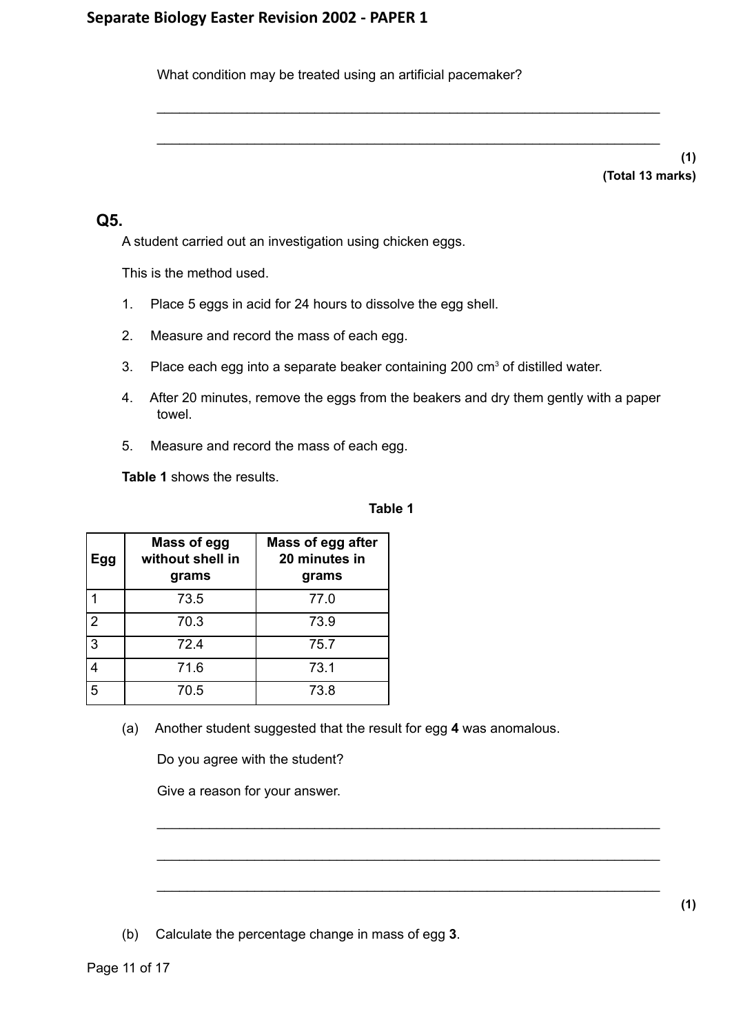What condition may be treated using an artificial pacemaker?

___________________________________________________________________

___________________________________________________________________

**(1)**
**(Total 13 marks)**

## Q5.

A student carried out an investigation using chicken eggs.

This is the method used.

1. Place 5 eggs in acid for 24 hours to dissolve the egg shell.
2. Measure and record the mass of each egg.
3. Place each egg into a separate beaker containing 200 $cm^3$ of distilled water.
4. After 20 minutes, remove the eggs from the beakers and dry them gently with a paper towel.
5. Measure and record the mass of each egg.

**Table 1** shows the results.

**Table 1**

| Egg | Mass of egg without shell in grams | Mass of egg after 20 minutes in grams |
|---|---|---|
| 1 | 73.5 | 77.0 |
| 2 | 70.3 | 73.9 |
| 3 | 72.4 | 75.7 |
| 4 | 71.6 | 73.1 |
| 5 | 70.5 | 73.8 |

(a) Another student suggested that the result for egg **4** was anomalous.

Do you agree with the student?

Give a reason for your answer.

___________________________________________________________________

___________________________________________________________________

___________________________________________________________________

**(1)**

(b) Calculate the percentage change in mass of egg **3**.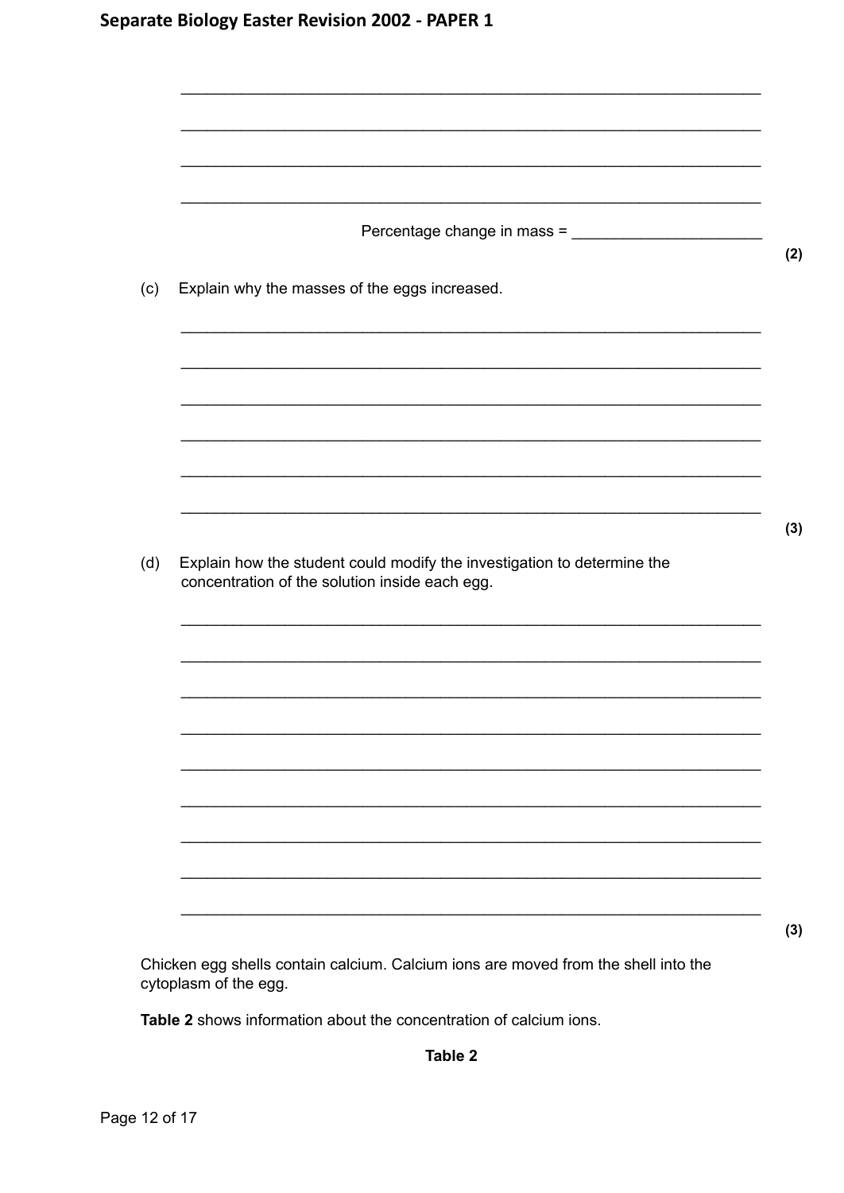Percentage change in mass = ____________________

**(2)**

(c) Explain why the masses of the eggs increased.

**(3)**

(d) Explain how the student could modify the investigation to determine the concentration of the solution inside each egg.

**(3)**

Chicken egg shells contain calcium. Calcium ions are moved from the shell into the cytoplasm of the egg.

**Table 2** shows information about the concentration of calcium ions.

**Table 2**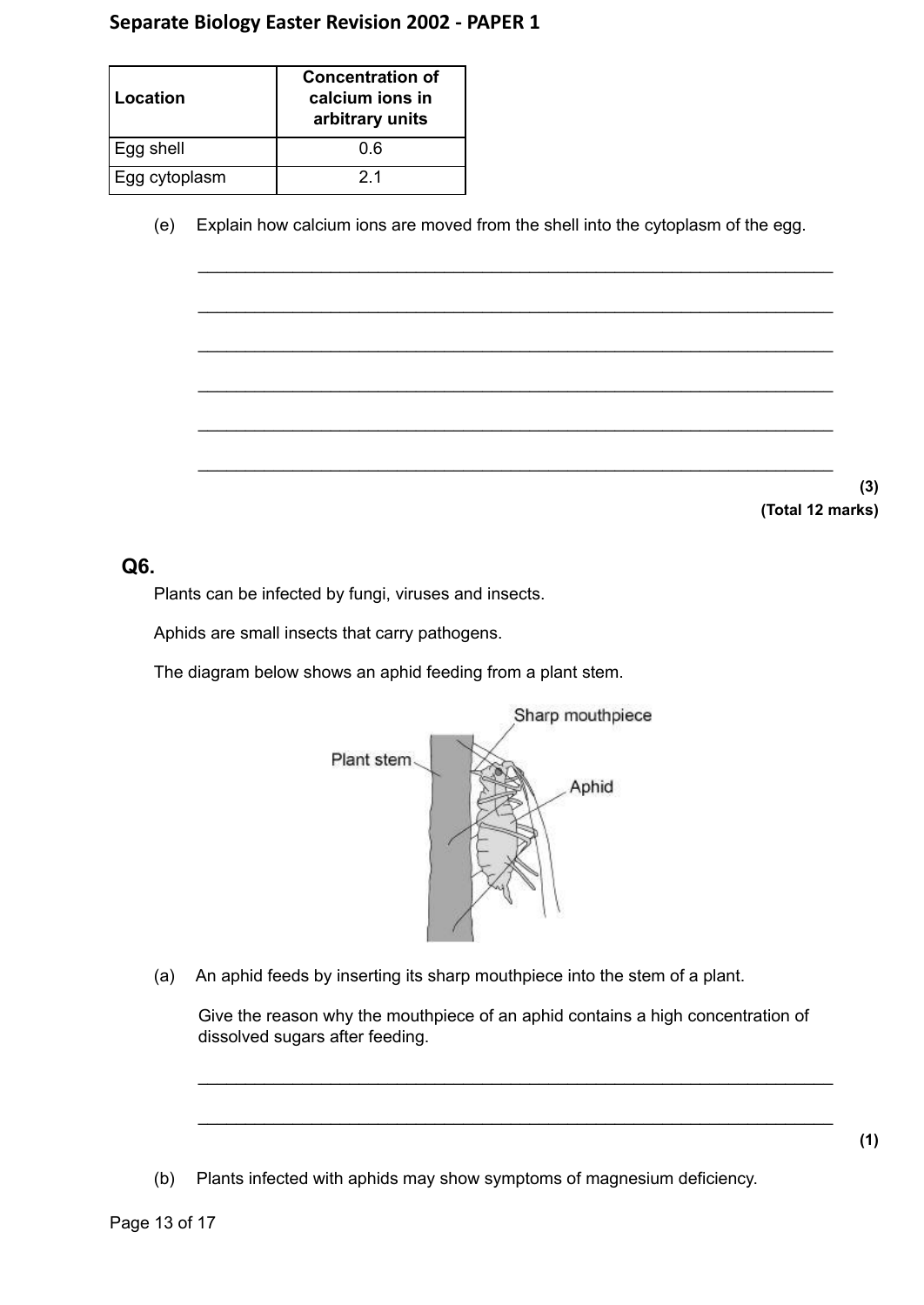| Location | Concentration of calcium ions in arbitrary units |
| --- | --- |
| Egg shell | 0.6 |
| Egg cytoplasm | 2.1 |

(e) Explain how calcium ions are moved from the shell into the cytoplasm of the egg.

\_\_\_\_\_\_\_\_\_\_\_\_\_\_\_\_\_\_\_\_\_\_\_\_\_\_\_\_\_\_\_\_\_\_\_\_\_\_\_\_\_\_\_\_\_\_\_\_\_\_\_\_\_\_\_\_\_\_\_\_\_\_\_\_\_\_

\_\_\_\_\_\_\_\_\_\_\_\_\_\_\_\_\_\_\_\_\_\_\_\_\_\_\_\_\_\_\_\_\_\_\_\_\_\_\_\_\_\_\_\_\_\_\_\_\_\_\_\_\_\_\_\_\_\_\_\_\_\_\_\_\_\_

\_\_\_\_\_\_\_\_\_\_\_\_\_\_\_\_\_\_\_\_\_\_\_\_\_\_\_\_\_\_\_\_\_\_\_\_\_\_\_\_\_\_\_\_\_\_\_\_\_\_\_\_\_\_\_\_\_\_\_\_\_\_\_\_\_\_

\_\_\_\_\_\_\_\_\_\_\_\_\_\_\_\_\_\_\_\_\_\_\_\_\_\_\_\_\_\_\_\_\_\_\_\_\_\_\_\_\_\_\_\_\_\_\_\_\_\_\_\_\_\_\_\_\_\_\_\_\_\_\_\_\_\_

\_\_\_\_\_\_\_\_\_\_\_\_\_\_\_\_\_\_\_\_\_\_\_\_\_\_\_\_\_\_\_\_\_\_\_\_\_\_\_\_\_\_\_\_\_\_\_\_\_\_\_\_\_\_\_\_\_\_\_\_\_\_\_\_\_\_

\_\_\_\_\_\_\_\_\_\_\_\_\_\_\_\_\_\_\_\_\_\_\_\_\_\_\_\_\_\_\_\_\_\_\_\_\_\_\_\_\_\_\_\_\_\_\_\_\_\_\_\_\_\_\_\_\_\_\_\_\_\_\_\_\_\_

**(3)**

**(Total 12 marks)**

## Q6.

Plants can be infected by fungi, viruses and insects.

Aphids are small insects that carry pathogens.

The diagram below shows an aphid feeding from a plant stem.

Plant stem — Sharp mouthpiece — Aphid

(a) An aphid feeds by inserting its sharp mouthpiece into the stem of a plant.

Give the reason why the mouthpiece of an aphid contains a high concentration of dissolved sugars after feeding.

\_\_\_\_\_\_\_\_\_\_\_\_\_\_\_\_\_\_\_\_\_\_\_\_\_\_\_\_\_\_\_\_\_\_\_\_\_\_\_\_\_\_\_\_\_\_\_\_\_\_\_\_\_\_\_\_\_\_\_\_\_\_\_\_\_\_

\_\_\_\_\_\_\_\_\_\_\_\_\_\_\_\_\_\_\_\_\_\_\_\_\_\_\_\_\_\_\_\_\_\_\_\_\_\_\_\_\_\_\_\_\_\_\_\_\_\_\_\_\_\_\_\_\_\_\_\_\_\_\_\_\_\_

**(1)**

(b) Plants infected with aphids may show symptoms of magnesium deficiency.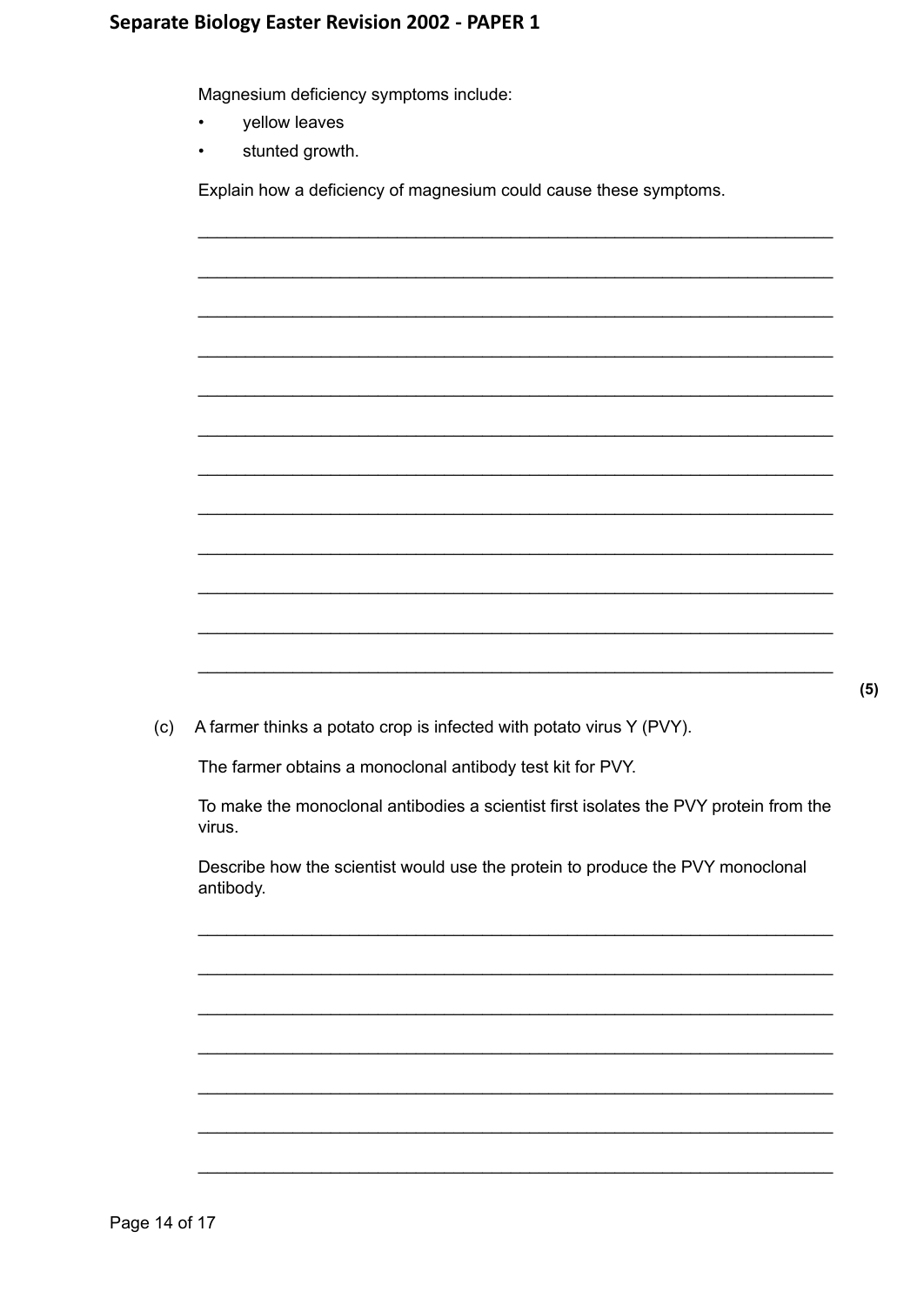Magnesium deficiency symptoms include:

- yellow leaves
- stunted growth.

Explain how a deficiency of magnesium could cause these symptoms.

___________________________________________________________________

___________________________________________________________________

___________________________________________________________________

___________________________________________________________________

___________________________________________________________________

___________________________________________________________________

___________________________________________________________________

___________________________________________________________________

___________________________________________________________________

___________________________________________________________________

___________________________________________________________________

___________________________________________________________________

**(5)**

(c) A farmer thinks a potato crop is infected with potato virus Y (PVY).

The farmer obtains a monoclonal antibody test kit for PVY.

To make the monoclonal antibodies a scientist first isolates the PVY protein from the virus.

Describe how the scientist would use the protein to produce the PVY monoclonal antibody.

___________________________________________________________________

___________________________________________________________________

___________________________________________________________________

___________________________________________________________________

___________________________________________________________________

___________________________________________________________________

___________________________________________________________________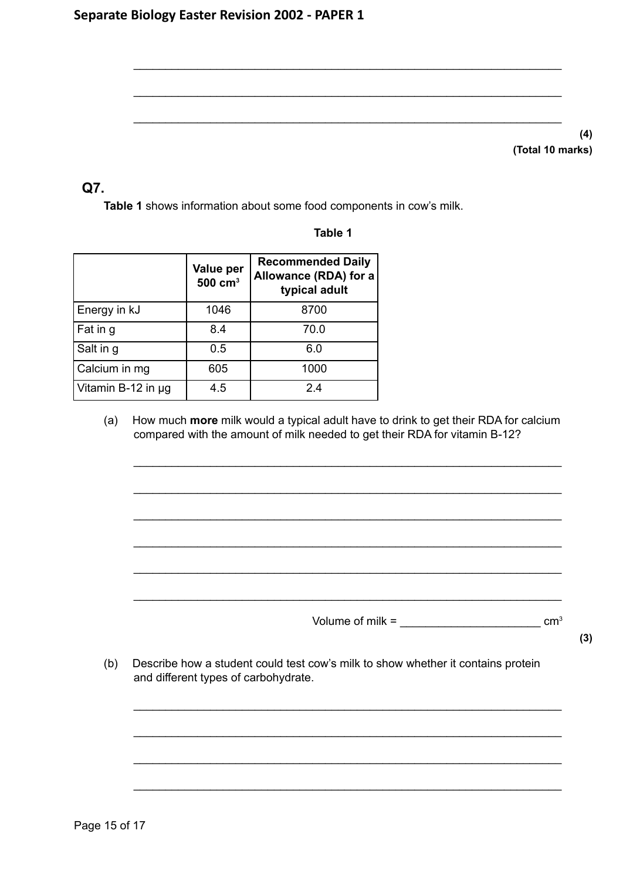(4)
**(Total 10 marks)**

## Q7.

**Table 1** shows information about some food components in cow's milk.

**Table 1**

| | Value per 500 $cm^3$ | Recommended Daily Allowance (RDA) for a typical adult |
|---|---|---|
| Energy in kJ | 1046 | 8700 |
| Fat in g | 8.4 | 70.0 |
| Salt in g | 0.5 | 6.0 |
| Calcium in mg | 605 | 1000 |
| Vitamin B-12 in µg | 4.5 | 2.4 |

(a) How much **more** milk would a typical adult have to drink to get their RDA for calcium compared with the amount of milk needed to get their RDA for vitamin B-12?

_______________________________________________

_______________________________________________

_______________________________________________

_______________________________________________

_______________________________________________

_______________________________________________

Volume of milk = ____________________ $cm^3$

**(3)**

(b) Describe how a student could test cow's milk to show whether it contains protein and different types of carbohydrate.

_______________________________________________

_______________________________________________

_______________________________________________

_______________________________________________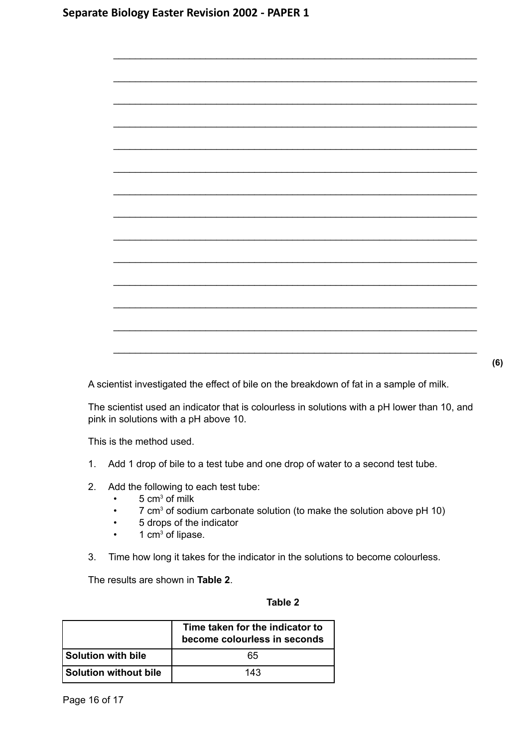(6)

A scientist investigated the effect of bile on the breakdown of fat in a sample of milk.

The scientist used an indicator that is colourless in solutions with a pH lower than 10, and pink in solutions with a pH above 10.

This is the method used.

1. Add 1 drop of bile to a test tube and one drop of water to a second test tube.
2. Add the following to each test tube:
   - 5 $cm^3$ of milk
   - 7 $cm^3$ of sodium carbonate solution (to make the solution above pH 10)
   - 5 drops of the indicator
   - 1 $cm^3$ of lipase.
3. Time how long it takes for the indicator in the solutions to become colourless.

The results are shown in **Table 2**.

**Table 2**

| | Time taken for the indicator to become colourless in seconds |
|---|---|
| **Solution with bile** | 65 |
| **Solution without bile** | 143 |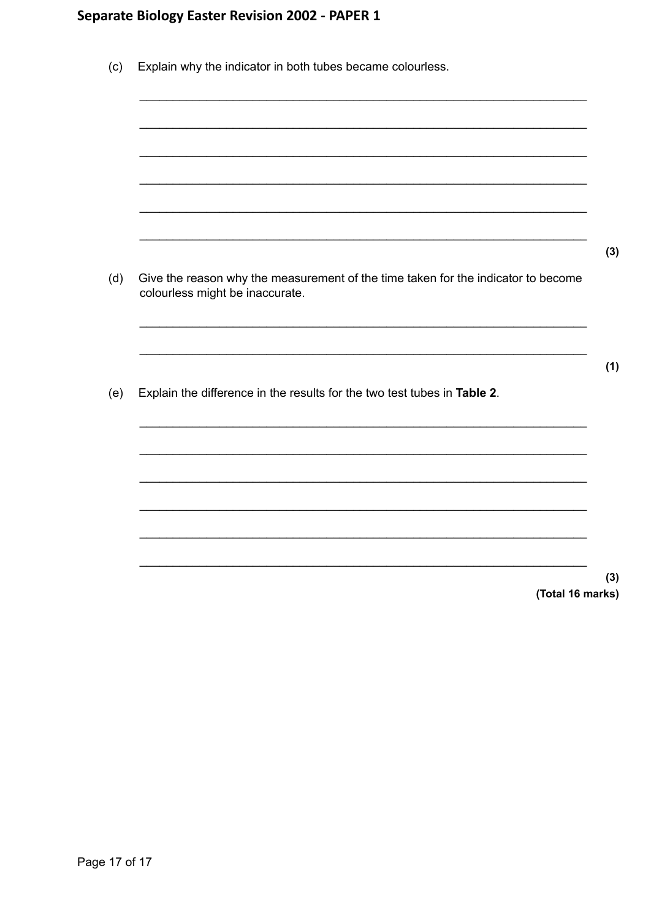(c) Explain why the indicator in both tubes became colourless.

___________________________________________________________________

___________________________________________________________________

___________________________________________________________________

___________________________________________________________________

___________________________________________________________________

___________________________________________________________________

**(3)**

(d) Give the reason why the measurement of the time taken for the indicator to become colourless might be inaccurate.

___________________________________________________________________

___________________________________________________________________

**(1)**

(e) Explain the difference in the results for the two test tubes in **Table 2**.

___________________________________________________________________

___________________________________________________________________

___________________________________________________________________

___________________________________________________________________

___________________________________________________________________

___________________________________________________________________

**(3)**

**(Total 16 marks)**